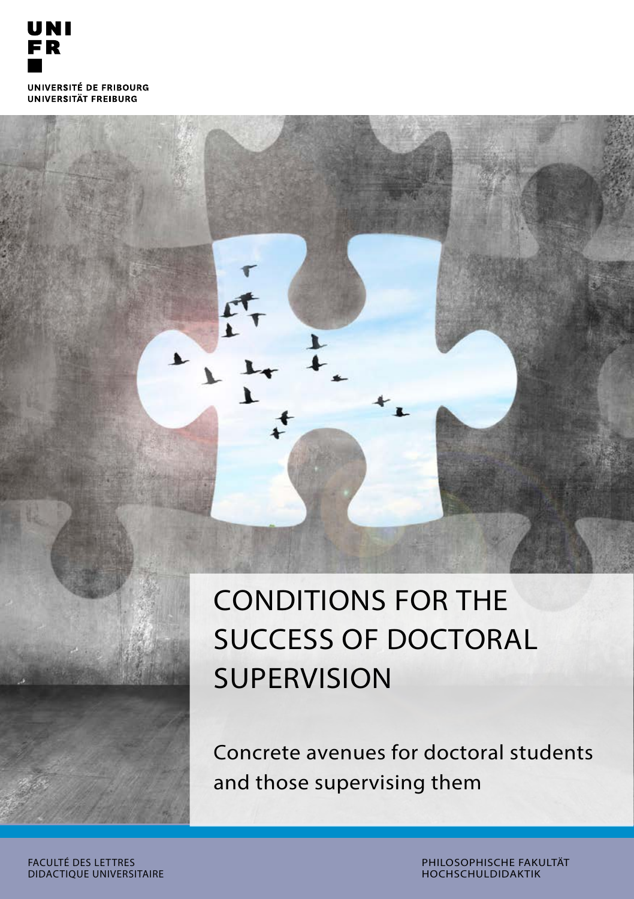UNI
FR

UNIVERSITÉ DE FRIBOURG
UNIVERSITÄT FREIBURG

# CONDITIONS FOR THE SUCCESS OF DOCTORAL SUPERVISION

Concrete avenues for doctoral students and those supervising them

FACULTÉ DES LETTRES
DIDACTIQUE UNIVERSITAIRE

PHILOSOPHISCHE FAKULTÄT
HOCHSCHULDIDAKTIK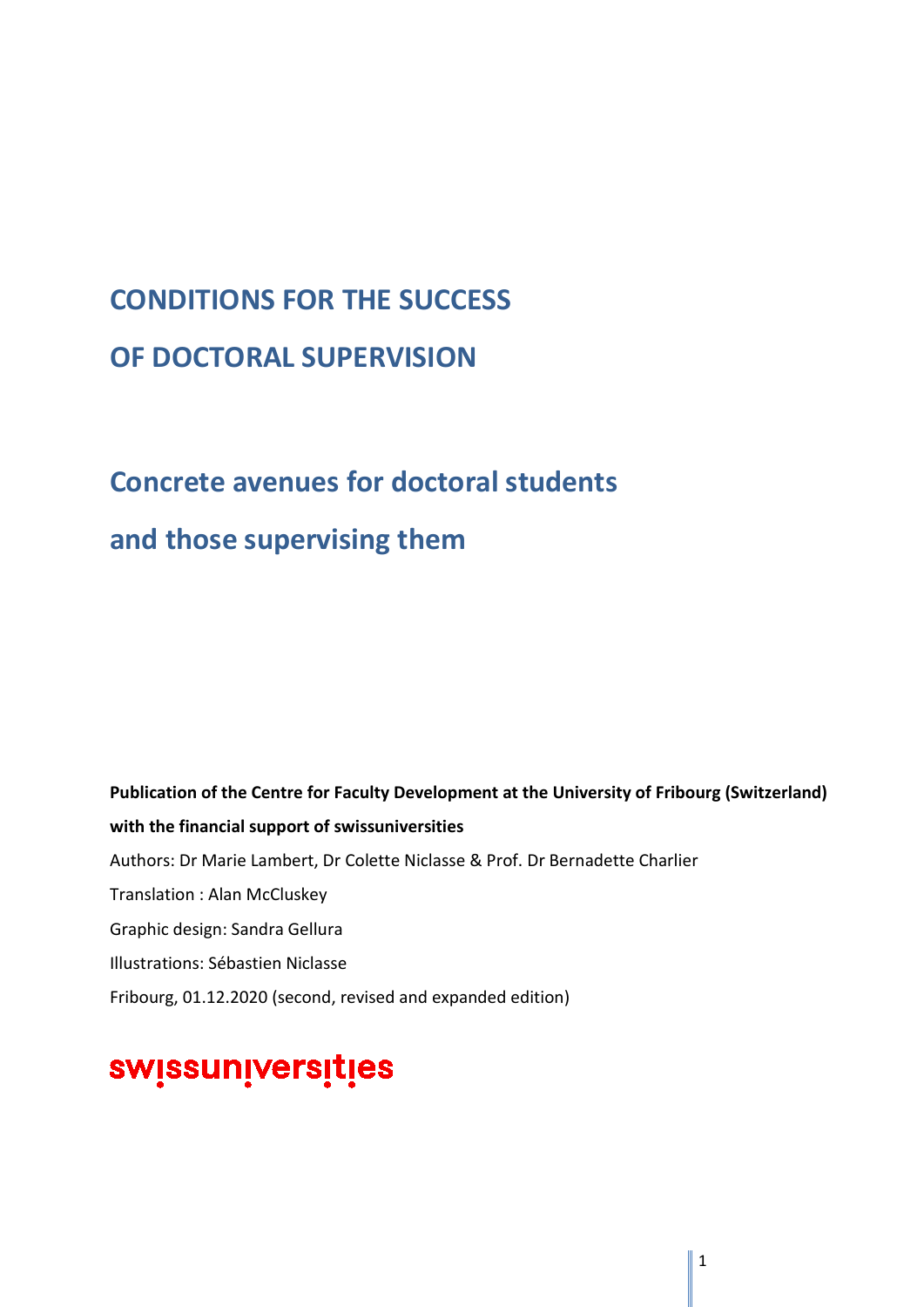# CONDITIONS FOR THE SUCCESS OF DOCTORAL SUPERVISION

## Concrete avenues for doctoral students and those supervising them

**Publication of the Centre for Faculty Development at the University of Fribourg (Switzerland) with the financial support of swissuniversities**

Authors: Dr Marie Lambert, Dr Colette Niclasse & Prof. Dr Bernadette Charlier

Translation : Alan McCluskey

Graphic design: Sandra Gellura

Illustrations: Sébastien Niclasse

Fribourg, 01.12.2020 (second, revised and expanded edition)

swissuniversities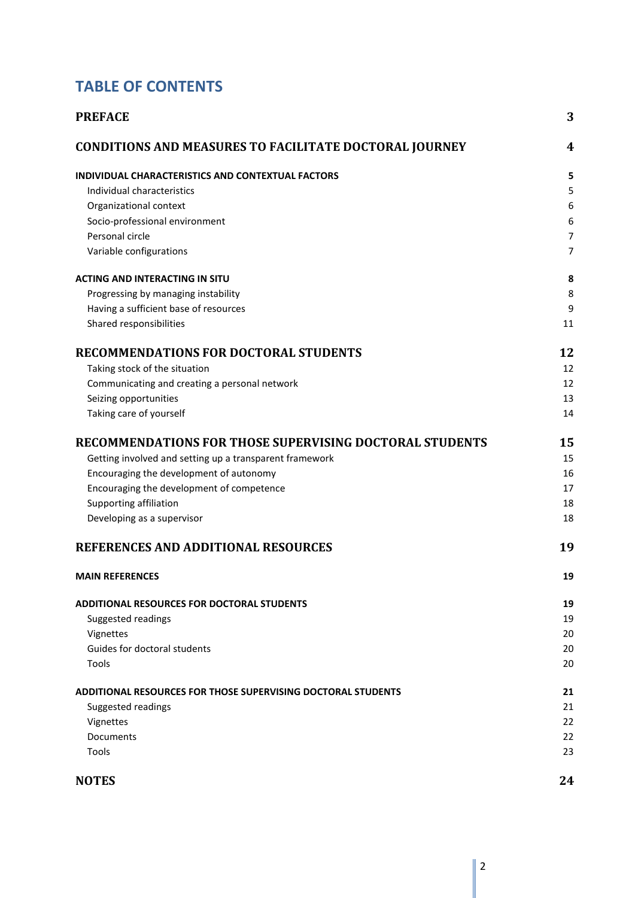# TABLE OF CONTENTS

| | |
|---|---|
| **PREFACE** | **3** |
| **CONDITIONS AND MEASURES TO FACILITATE DOCTORAL JOURNEY** | **4** |
| **INDIVIDUAL CHARACTERISTICS AND CONTEXTUAL FACTORS** | **5** |
| Individual characteristics | 5 |
| Organizational context | 6 |
| Socio-professional environment | 6 |
| Personal circle | 7 |
| Variable configurations | 7 |
| **ACTING AND INTERACTING IN SITU** | **8** |
| Progressing by managing instability | 8 |
| Having a sufficient base of resources | 9 |
| Shared responsibilities | 11 |
| **RECOMMENDATIONS FOR DOCTORAL STUDENTS** | **12** |
| Taking stock of the situation | 12 |
| Communicating and creating a personal network | 12 |
| Seizing opportunities | 13 |
| Taking care of yourself | 14 |
| **RECOMMENDATIONS FOR THOSE SUPERVISING DOCTORAL STUDENTS** | **15** |
| Getting involved and setting up a transparent framework | 15 |
| Encouraging the development of autonomy | 16 |
| Encouraging the development of competence | 17 |
| Supporting affiliation | 18 |
| Developing as a supervisor | 18 |
| **REFERENCES AND ADDITIONAL RESOURCES** | **19** |
| **MAIN REFERENCES** | **19** |
| **ADDITIONAL RESOURCES FOR DOCTORAL STUDENTS** | **19** |
| Suggested readings | 19 |
| Vignettes | 20 |
| Guides for doctoral students | 20 |
| Tools | 20 |
| **ADDITIONAL RESOURCES FOR THOSE SUPERVISING DOCTORAL STUDENTS** | **21** |
| Suggested readings | 21 |
| Vignettes | 22 |
| Documents | 22 |
| Tools | 23 |
| **NOTES** | **24** |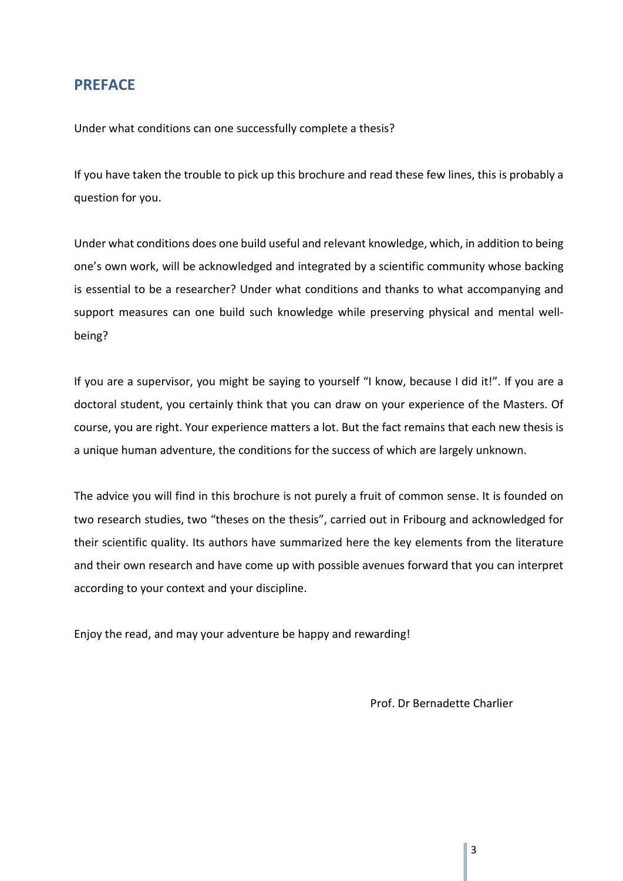## PREFACE

Under what conditions can one successfully complete a thesis?

If you have taken the trouble to pick up this brochure and read these few lines, this is probably a question for you.

Under what conditions does one build useful and relevant knowledge, which, in addition to being one's own work, will be acknowledged and integrated by a scientific community whose backing is essential to be a researcher? Under what conditions and thanks to what accompanying and support measures can one build such knowledge while preserving physical and mental well-being?

If you are a supervisor, you might be saying to yourself "I know, because I did it!". If you are a doctoral student, you certainly think that you can draw on your experience of the Masters. Of course, you are right. Your experience matters a lot. But the fact remains that each new thesis is a unique human adventure, the conditions for the success of which are largely unknown.

The advice you will find in this brochure is not purely a fruit of common sense. It is founded on two research studies, two "theses on the thesis", carried out in Fribourg and acknowledged for their scientific quality. Its authors have summarized here the key elements from the literature and their own research and have come up with possible avenues forward that you can interpret according to your context and your discipline.

Enjoy the read, and may your adventure be happy and rewarding!

Prof. Dr Bernadette Charlier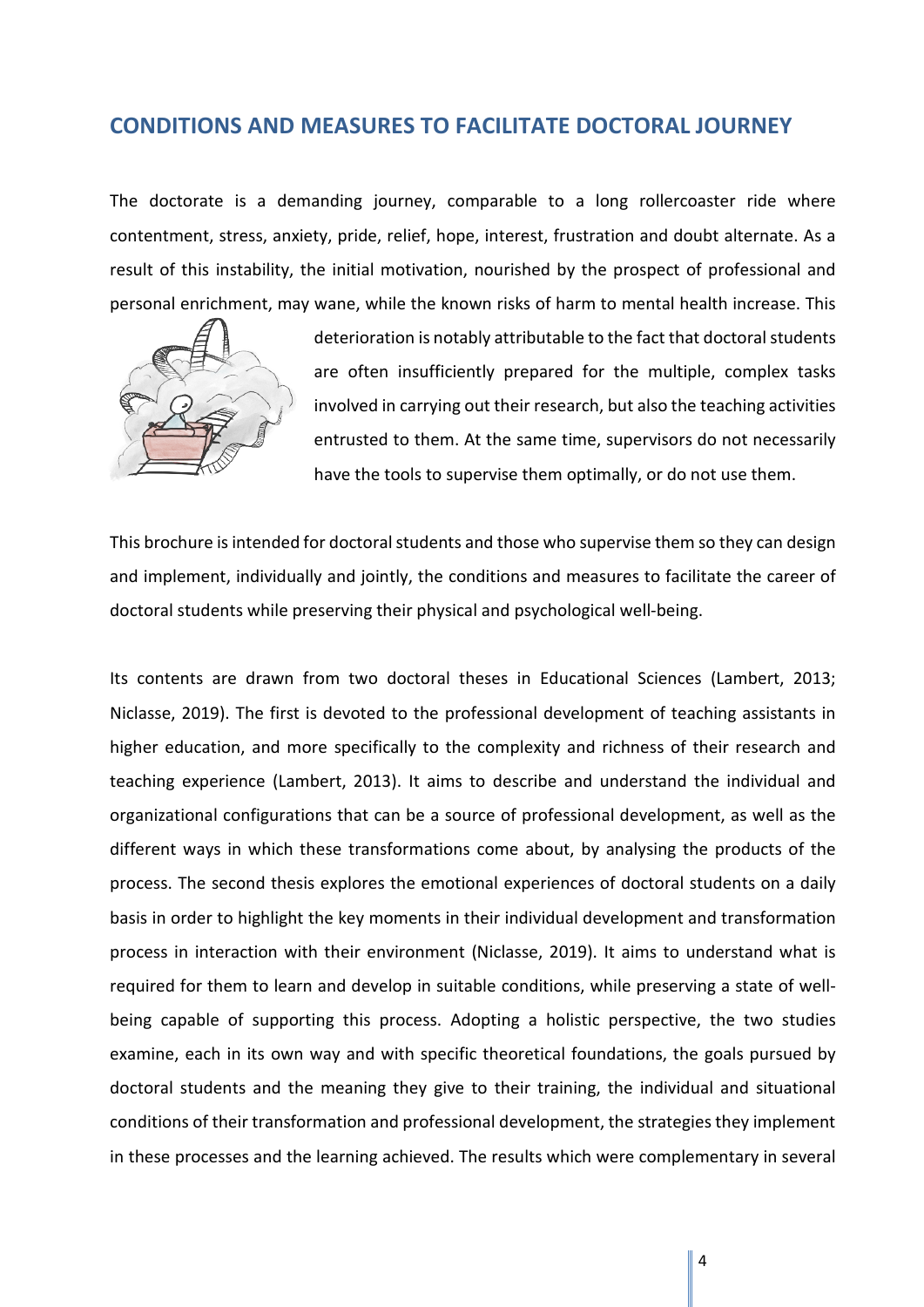## CONDITIONS AND MEASURES TO FACILITATE DOCTORAL JOURNEY

The doctorate is a demanding journey, comparable to a long rollercoaster ride where contentment, stress, anxiety, pride, relief, hope, interest, frustration and doubt alternate. As a result of this instability, the initial motivation, nourished by the prospect of professional and personal enrichment, may wane, while the known risks of harm to mental health increase. This deterioration is notably attributable to the fact that doctoral students are often insufficiently prepared for the multiple, complex tasks involved in carrying out their research, but also the teaching activities entrusted to them. At the same time, supervisors do not necessarily have the tools to supervise them optimally, or do not use them.

This brochure is intended for doctoral students and those who supervise them so they can design and implement, individually and jointly, the conditions and measures to facilitate the career of doctoral students while preserving their physical and psychological well-being.

Its contents are drawn from two doctoral theses in Educational Sciences (Lambert, 2013; Niclasse, 2019). The first is devoted to the professional development of teaching assistants in higher education, and more specifically to the complexity and richness of their research and teaching experience (Lambert, 2013). It aims to describe and understand the individual and organizational configurations that can be a source of professional development, as well as the different ways in which these transformations come about, by analysing the products of the process. The second thesis explores the emotional experiences of doctoral students on a daily basis in order to highlight the key moments in their individual development and transformation process in interaction with their environment (Niclasse, 2019). It aims to understand what is required for them to learn and develop in suitable conditions, while preserving a state of well-being capable of supporting this process. Adopting a holistic perspective, the two studies examine, each in its own way and with specific theoretical foundations, the goals pursued by doctoral students and the meaning they give to their training, the individual and situational conditions of their transformation and professional development, the strategies they implement in these processes and the learning achieved. The results which were complementary in several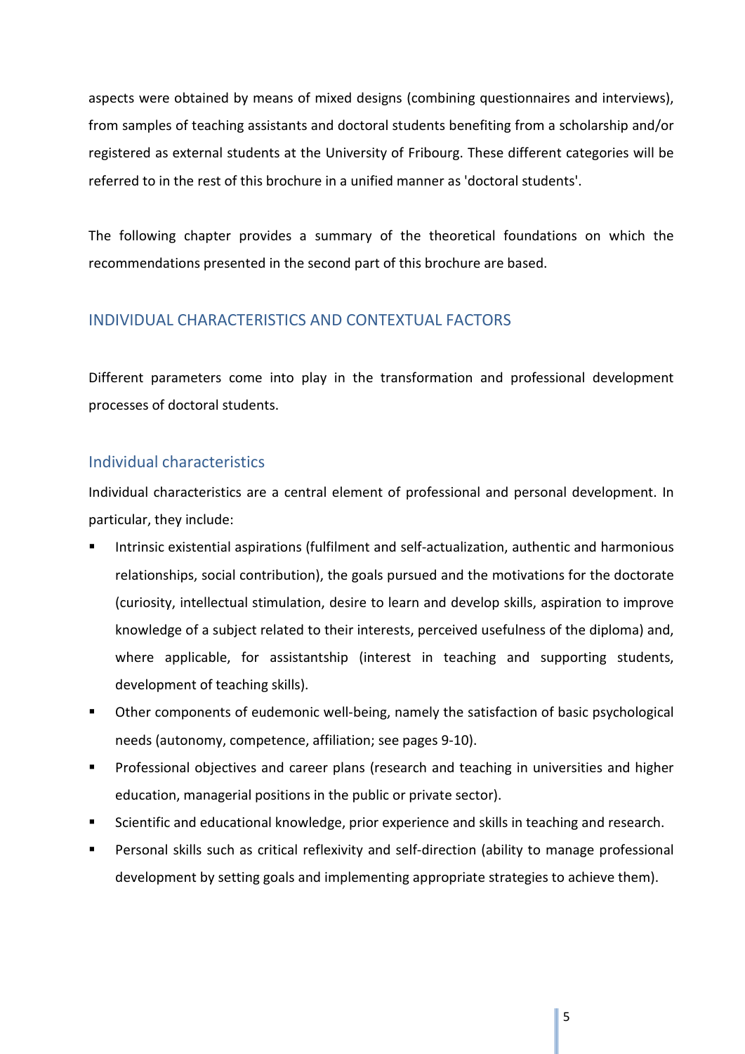aspects were obtained by means of mixed designs (combining questionnaires and interviews), from samples of teaching assistants and doctoral students benefiting from a scholarship and/or registered as external students at the University of Fribourg. These different categories will be referred to in the rest of this brochure in a unified manner as 'doctoral students'.

The following chapter provides a summary of the theoretical foundations on which the recommendations presented in the second part of this brochure are based.

## INDIVIDUAL CHARACTERISTICS AND CONTEXTUAL FACTORS

Different parameters come into play in the transformation and professional development processes of doctoral students.

### Individual characteristics

Individual characteristics are a central element of professional and personal development. In particular, they include:

- Intrinsic existential aspirations (fulfilment and self-actualization, authentic and harmonious relationships, social contribution), the goals pursued and the motivations for the doctorate (curiosity, intellectual stimulation, desire to learn and develop skills, aspiration to improve knowledge of a subject related to their interests, perceived usefulness of the diploma) and, where applicable, for assistantship (interest in teaching and supporting students, development of teaching skills).
- Other components of eudemonic well-being, namely the satisfaction of basic psychological needs (autonomy, competence, affiliation; see pages 9-10).
- Professional objectives and career plans (research and teaching in universities and higher education, managerial positions in the public or private sector).
- Scientific and educational knowledge, prior experience and skills in teaching and research.
- Personal skills such as critical reflexivity and self-direction (ability to manage professional development by setting goals and implementing appropriate strategies to achieve them).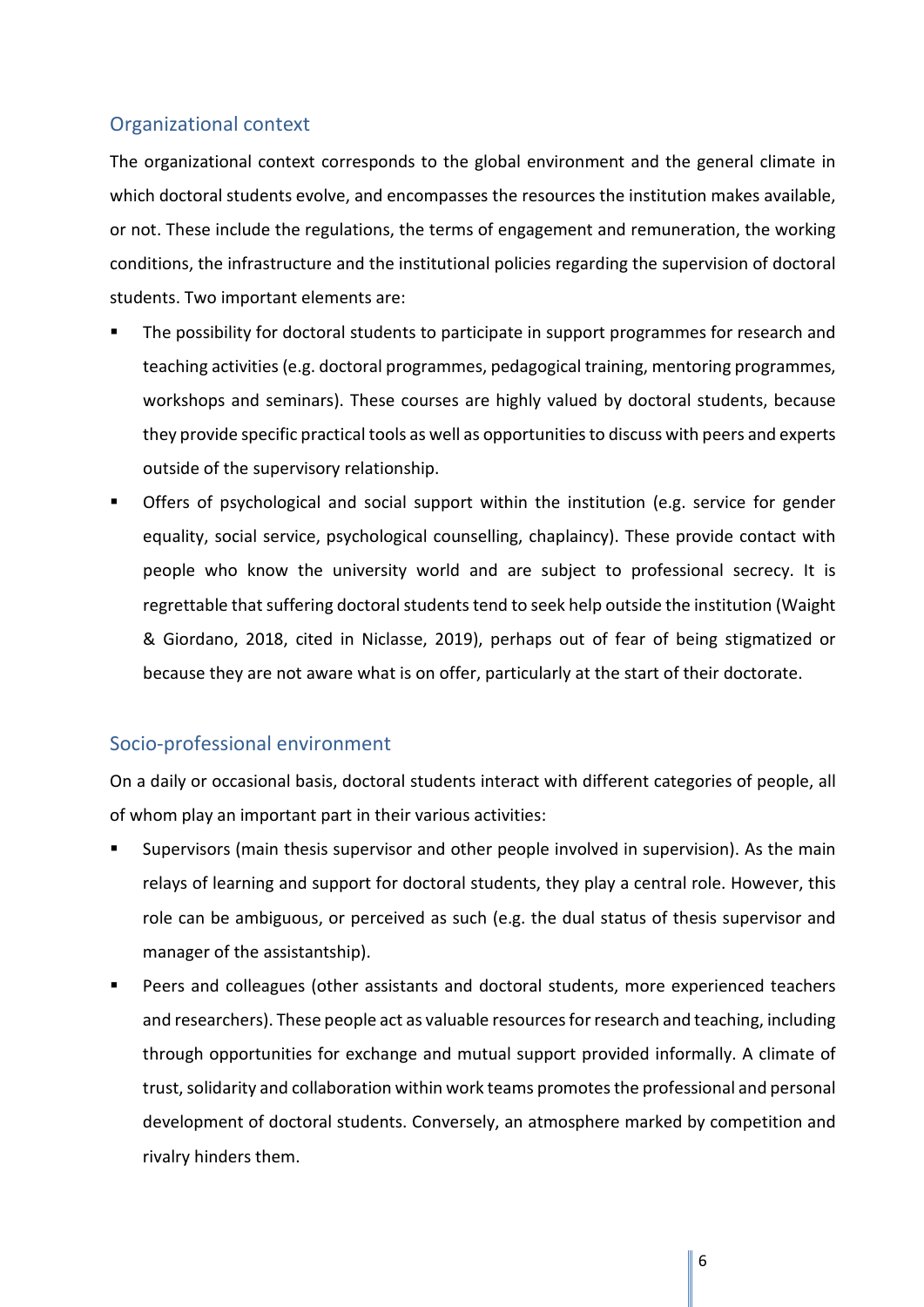## Organizational context

The organizational context corresponds to the global environment and the general climate in which doctoral students evolve, and encompasses the resources the institution makes available, or not. These include the regulations, the terms of engagement and remuneration, the working conditions, the infrastructure and the institutional policies regarding the supervision of doctoral students. Two important elements are:

- The possibility for doctoral students to participate in support programmes for research and teaching activities (e.g. doctoral programmes, pedagogical training, mentoring programmes, workshops and seminars). These courses are highly valued by doctoral students, because they provide specific practical tools as well as opportunities to discuss with peers and experts outside of the supervisory relationship.
- Offers of psychological and social support within the institution (e.g. service for gender equality, social service, psychological counselling, chaplaincy). These provide contact with people who know the university world and are subject to professional secrecy. It is regrettable that suffering doctoral students tend to seek help outside the institution (Waight & Giordano, 2018, cited in Niclasse, 2019), perhaps out of fear of being stigmatized or because they are not aware what is on offer, particularly at the start of their doctorate.

## Socio-professional environment

On a daily or occasional basis, doctoral students interact with different categories of people, all of whom play an important part in their various activities:

- Supervisors (main thesis supervisor and other people involved in supervision). As the main relays of learning and support for doctoral students, they play a central role. However, this role can be ambiguous, or perceived as such (e.g. the dual status of thesis supervisor and manager of the assistantship).
- Peers and colleagues (other assistants and doctoral students, more experienced teachers and researchers). These people act as valuable resources for research and teaching, including through opportunities for exchange and mutual support provided informally. A climate of trust, solidarity and collaboration within work teams promotes the professional and personal development of doctoral students. Conversely, an atmosphere marked by competition and rivalry hinders them.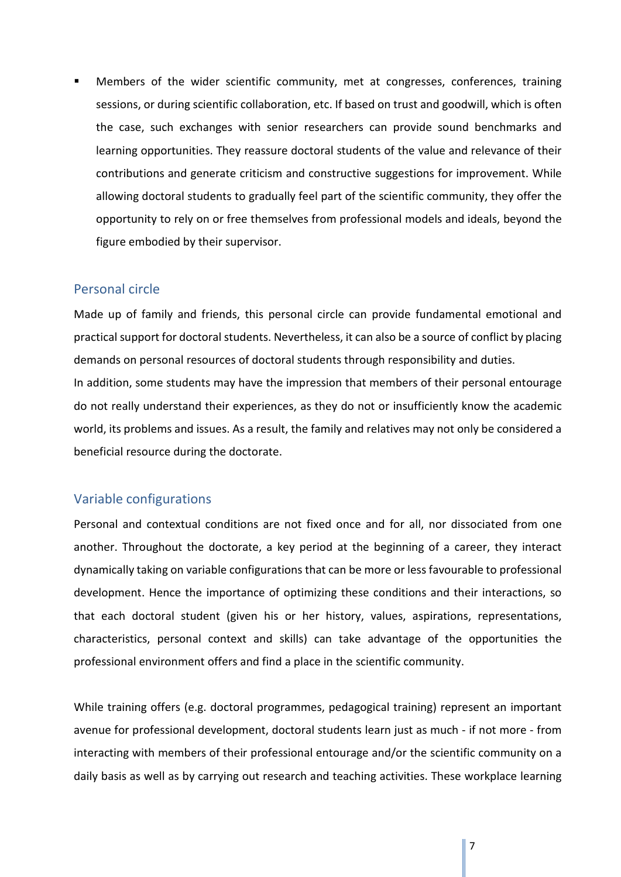- Members of the wider scientific community, met at congresses, conferences, training sessions, or during scientific collaboration, etc. If based on trust and goodwill, which is often the case, such exchanges with senior researchers can provide sound benchmarks and learning opportunities. They reassure doctoral students of the value and relevance of their contributions and generate criticism and constructive suggestions for improvement. While allowing doctoral students to gradually feel part of the scientific community, they offer the opportunity to rely on or free themselves from professional models and ideals, beyond the figure embodied by their supervisor.

## Personal circle

Made up of family and friends, this personal circle can provide fundamental emotional and practical support for doctoral students. Nevertheless, it can also be a source of conflict by placing demands on personal resources of doctoral students through responsibility and duties.
In addition, some students may have the impression that members of their personal entourage do not really understand their experiences, as they do not or insufficiently know the academic world, its problems and issues. As a result, the family and relatives may not only be considered a beneficial resource during the doctorate.

## Variable configurations

Personal and contextual conditions are not fixed once and for all, nor dissociated from one another. Throughout the doctorate, a key period at the beginning of a career, they interact dynamically taking on variable configurations that can be more or less favourable to professional development. Hence the importance of optimizing these conditions and their interactions, so that each doctoral student (given his or her history, values, aspirations, representations, characteristics, personal context and skills) can take advantage of the opportunities the professional environment offers and find a place in the scientific community.

While training offers (e.g. doctoral programmes, pedagogical training) represent an important avenue for professional development, doctoral students learn just as much - if not more - from interacting with members of their professional entourage and/or the scientific community on a daily basis as well as by carrying out research and teaching activities. These workplace learning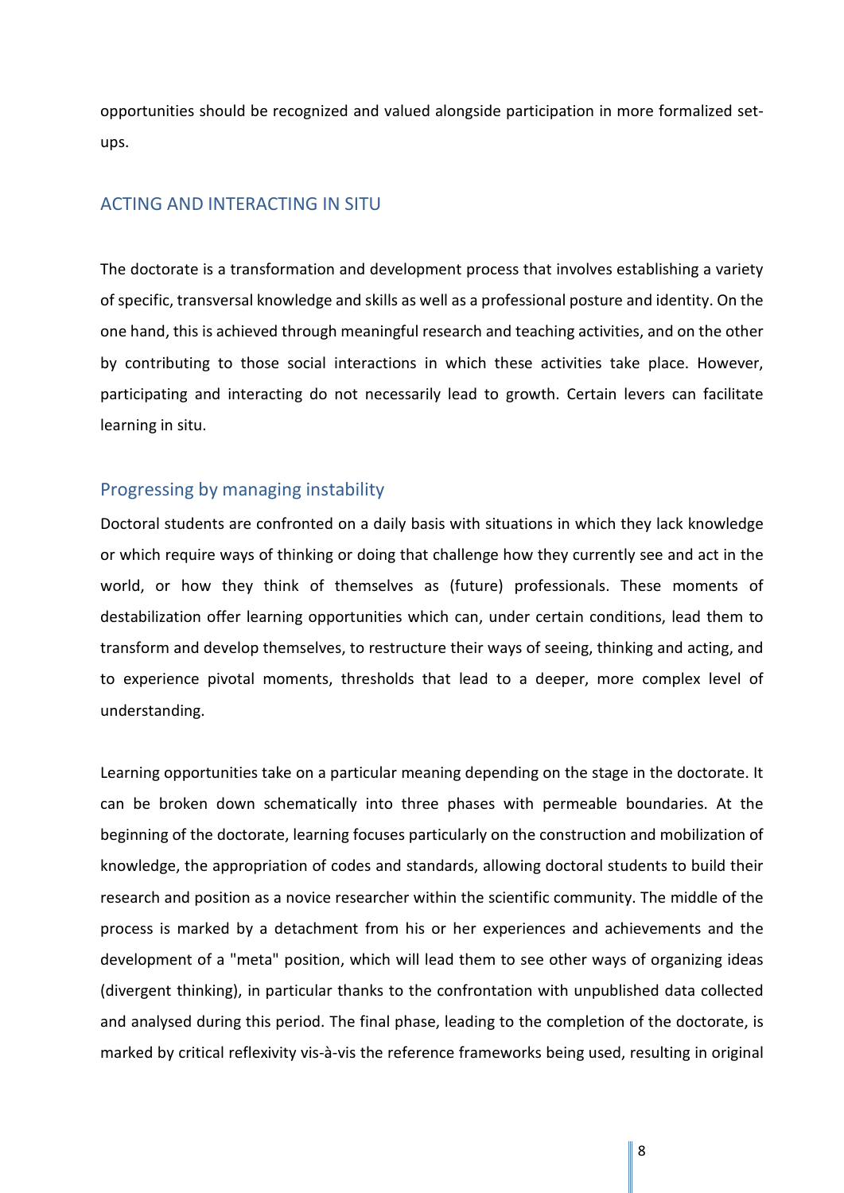opportunities should be recognized and valued alongside participation in more formalized set-ups.

## ACTING AND INTERACTING IN SITU

The doctorate is a transformation and development process that involves establishing a variety of specific, transversal knowledge and skills as well as a professional posture and identity. On the one hand, this is achieved through meaningful research and teaching activities, and on the other by contributing to those social interactions in which these activities take place. However, participating and interacting do not necessarily lead to growth. Certain levers can facilitate learning in situ.

### Progressing by managing instability

Doctoral students are confronted on a daily basis with situations in which they lack knowledge or which require ways of thinking or doing that challenge how they currently see and act in the world, or how they think of themselves as (future) professionals. These moments of destabilization offer learning opportunities which can, under certain conditions, lead them to transform and develop themselves, to restructure their ways of seeing, thinking and acting, and to experience pivotal moments, thresholds that lead to a deeper, more complex level of understanding.

Learning opportunities take on a particular meaning depending on the stage in the doctorate. It can be broken down schematically into three phases with permeable boundaries. At the beginning of the doctorate, learning focuses particularly on the construction and mobilization of knowledge, the appropriation of codes and standards, allowing doctoral students to build their research and position as a novice researcher within the scientific community. The middle of the process is marked by a detachment from his or her experiences and achievements and the development of a "meta" position, which will lead them to see other ways of organizing ideas (divergent thinking), in particular thanks to the confrontation with unpublished data collected and analysed during this period. The final phase, leading to the completion of the doctorate, is marked by critical reflexivity vis-à-vis the reference frameworks being used, resulting in original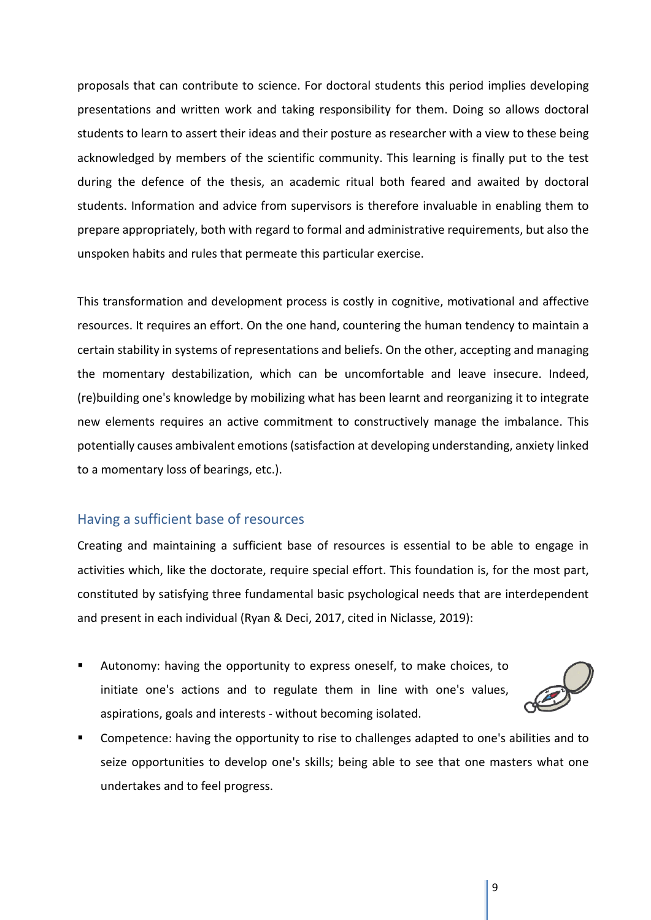proposals that can contribute to science. For doctoral students this period implies developing presentations and written work and taking responsibility for them. Doing so allows doctoral students to learn to assert their ideas and their posture as researcher with a view to these being acknowledged by members of the scientific community. This learning is finally put to the test during the defence of the thesis, an academic ritual both feared and awaited by doctoral students. Information and advice from supervisors is therefore invaluable in enabling them to prepare appropriately, both with regard to formal and administrative requirements, but also the unspoken habits and rules that permeate this particular exercise.

This transformation and development process is costly in cognitive, motivational and affective resources. It requires an effort. On the one hand, countering the human tendency to maintain a certain stability in systems of representations and beliefs. On the other, accepting and managing the momentary destabilization, which can be uncomfortable and leave insecure. Indeed, (re)building one's knowledge by mobilizing what has been learnt and reorganizing it to integrate new elements requires an active commitment to constructively manage the imbalance. This potentially causes ambivalent emotions (satisfaction at developing understanding, anxiety linked to a momentary loss of bearings, etc.).

## Having a sufficient base of resources

Creating and maintaining a sufficient base of resources is essential to be able to engage in activities which, like the doctorate, require special effort. This foundation is, for the most part, constituted by satisfying three fundamental basic psychological needs that are interdependent and present in each individual (Ryan & Deci, 2017, cited in Niclasse, 2019):

- Autonomy: having the opportunity to express oneself, to make choices, to initiate one's actions and to regulate them in line with one's values, aspirations, goals and interests - without becoming isolated.
- Competence: having the opportunity to rise to challenges adapted to one's abilities and to seize opportunities to develop one's skills; being able to see that one masters what one undertakes and to feel progress.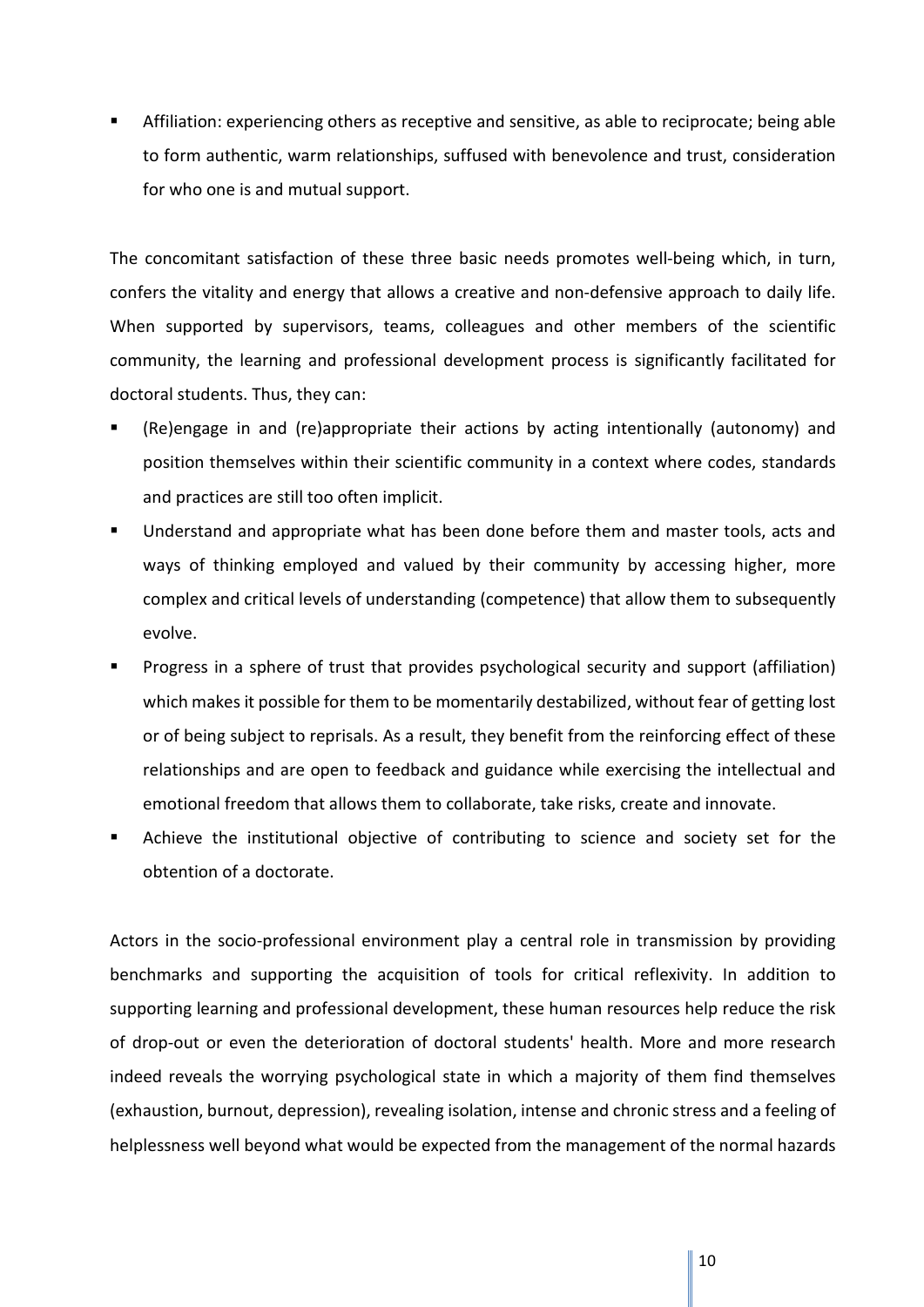- Affiliation: experiencing others as receptive and sensitive, as able to reciprocate; being able to form authentic, warm relationships, suffused with benevolence and trust, consideration for who one is and mutual support.

The concomitant satisfaction of these three basic needs promotes well-being which, in turn, confers the vitality and energy that allows a creative and non-defensive approach to daily life. When supported by supervisors, teams, colleagues and other members of the scientific community, the learning and professional development process is significantly facilitated for doctoral students. Thus, they can:

- (Re)engage in and (re)appropriate their actions by acting intentionally (autonomy) and position themselves within their scientific community in a context where codes, standards and practices are still too often implicit.
- Understand and appropriate what has been done before them and master tools, acts and ways of thinking employed and valued by their community by accessing higher, more complex and critical levels of understanding (competence) that allow them to subsequently evolve.
- Progress in a sphere of trust that provides psychological security and support (affiliation) which makes it possible for them to be momentarily destabilized, without fear of getting lost or of being subject to reprisals. As a result, they benefit from the reinforcing effect of these relationships and are open to feedback and guidance while exercising the intellectual and emotional freedom that allows them to collaborate, take risks, create and innovate.
- Achieve the institutional objective of contributing to science and society set for the obtention of a doctorate.

Actors in the socio-professional environment play a central role in transmission by providing benchmarks and supporting the acquisition of tools for critical reflexivity. In addition to supporting learning and professional development, these human resources help reduce the risk of drop-out or even the deterioration of doctoral students' health. More and more research indeed reveals the worrying psychological state in which a majority of them find themselves (exhaustion, burnout, depression), revealing isolation, intense and chronic stress and a feeling of helplessness well beyond what would be expected from the management of the normal hazards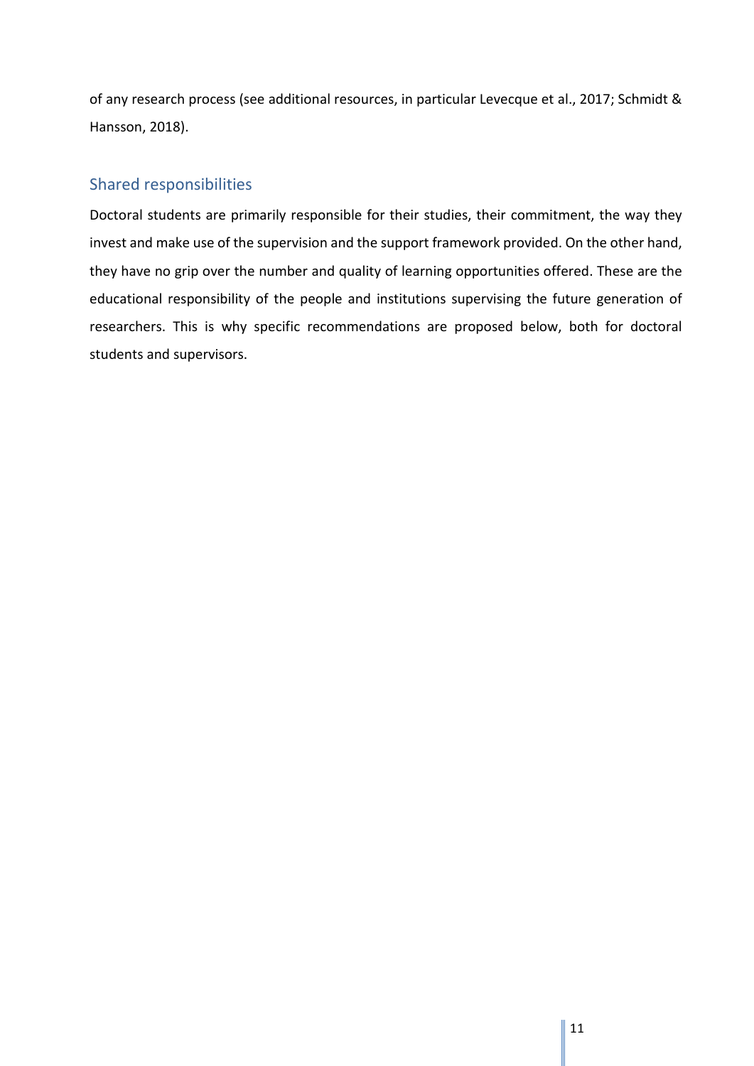of any research process (see additional resources, in particular Levecque et al., 2017; Schmidt & Hansson, 2018).

## Shared responsibilities

Doctoral students are primarily responsible for their studies, their commitment, the way they invest and make use of the supervision and the support framework provided. On the other hand, they have no grip over the number and quality of learning opportunities offered. These are the educational responsibility of the people and institutions supervising the future generation of researchers. This is why specific recommendations are proposed below, both for doctoral students and supervisors.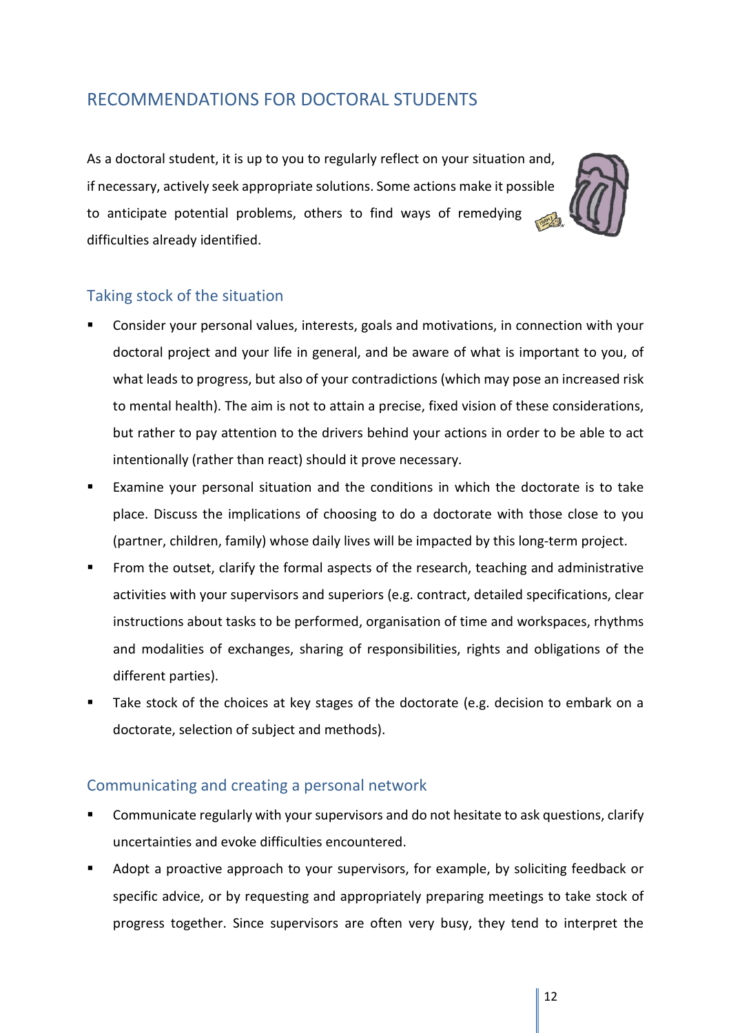## RECOMMENDATIONS FOR DOCTORAL STUDENTS

As a doctoral student, it is up to you to regularly reflect on your situation and, if necessary, actively seek appropriate solutions. Some actions make it possible to anticipate potential problems, others to find ways of remedying difficulties already identified.

### Taking stock of the situation

- Consider your personal values, interests, goals and motivations, in connection with your doctoral project and your life in general, and be aware of what is important to you, of what leads to progress, but also of your contradictions (which may pose an increased risk to mental health). The aim is not to attain a precise, fixed vision of these considerations, but rather to pay attention to the drivers behind your actions in order to be able to act intentionally (rather than react) should it prove necessary.
- Examine your personal situation and the conditions in which the doctorate is to take place. Discuss the implications of choosing to do a doctorate with those close to you (partner, children, family) whose daily lives will be impacted by this long-term project.
- From the outset, clarify the formal aspects of the research, teaching and administrative activities with your supervisors and superiors (e.g. contract, detailed specifications, clear instructions about tasks to be performed, organisation of time and workspaces, rhythms and modalities of exchanges, sharing of responsibilities, rights and obligations of the different parties).
- Take stock of the choices at key stages of the doctorate (e.g. decision to embark on a doctorate, selection of subject and methods).

### Communicating and creating a personal network

- Communicate regularly with your supervisors and do not hesitate to ask questions, clarify uncertainties and evoke difficulties encountered.
- Adopt a proactive approach to your supervisors, for example, by soliciting feedback or specific advice, or by requesting and appropriately preparing meetings to take stock of progress together. Since supervisors are often very busy, they tend to interpret the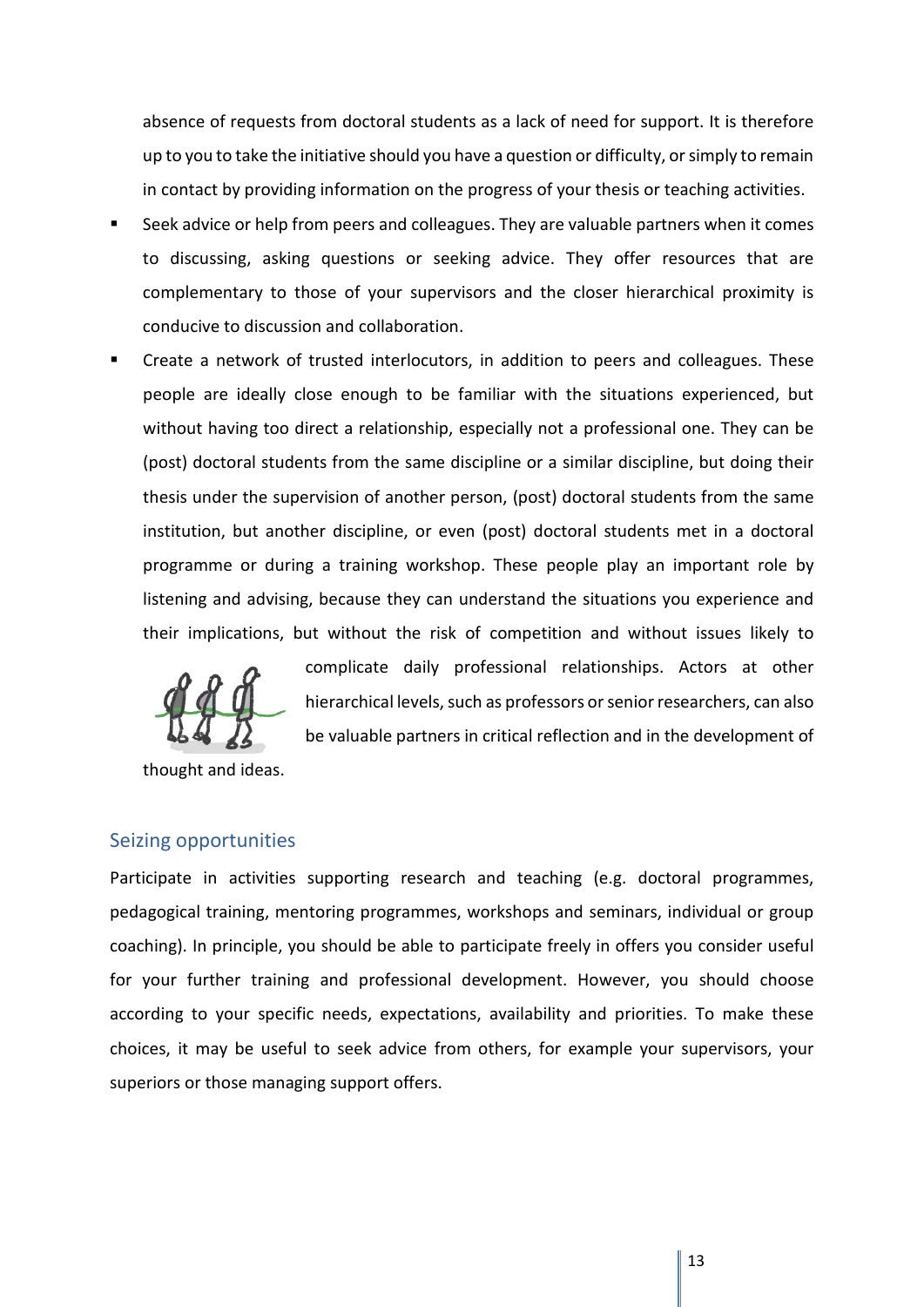absence of requests from doctoral students as a lack of need for support. It is therefore up to you to take the initiative should you have a question or difficulty, or simply to remain in contact by providing information on the progress of your thesis or teaching activities.

- Seek advice or help from peers and colleagues. They are valuable partners when it comes to discussing, asking questions or seeking advice. They offer resources that are complementary to those of your supervisors and the closer hierarchical proximity is conducive to discussion and collaboration.
- Create a network of trusted interlocutors, in addition to peers and colleagues. These people are ideally close enough to be familiar with the situations experienced, but without having too direct a relationship, especially not a professional one. They can be (post) doctoral students from the same discipline or a similar discipline, but doing their thesis under the supervision of another person, (post) doctoral students from the same institution, but another discipline, or even (post) doctoral students met in a doctoral programme or during a training workshop. These people play an important role by listening and advising, because they can understand the situations you experience and their implications, but without the risk of competition and without issues likely to complicate daily professional relationships. Actors at other hierarchical levels, such as professors or senior researchers, can also be valuable partners in critical reflection and in the development of thought and ideas.

## Seizing opportunities

Participate in activities supporting research and teaching (e.g. doctoral programmes, pedagogical training, mentoring programmes, workshops and seminars, individual or group coaching). In principle, you should be able to participate freely in offers you consider useful for your further training and professional development. However, you should choose according to your specific needs, expectations, availability and priorities. To make these choices, it may be useful to seek advice from others, for example your supervisors, your superiors or those managing support offers.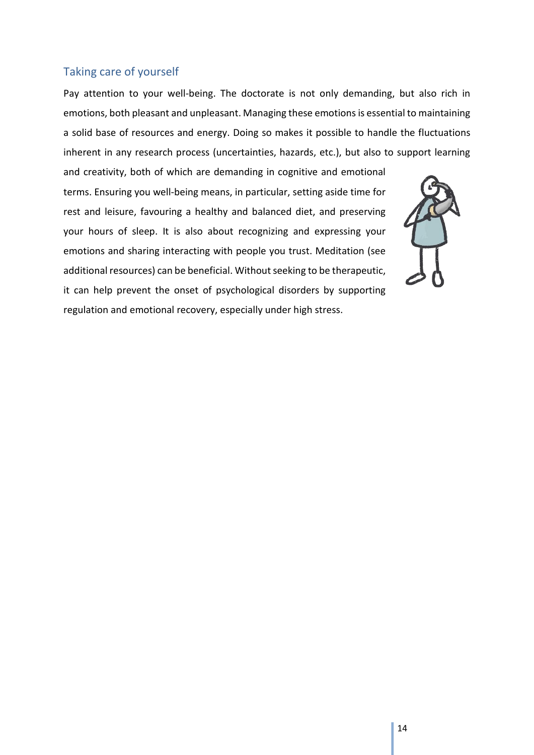## Taking care of yourself

Pay attention to your well-being. The doctorate is not only demanding, but also rich in emotions, both pleasant and unpleasant. Managing these emotions is essential to maintaining a solid base of resources and energy. Doing so makes it possible to handle the fluctuations inherent in any research process (uncertainties, hazards, etc.), but also to support learning and creativity, both of which are demanding in cognitive and emotional terms. Ensuring you well-being means, in particular, setting aside time for rest and leisure, favouring a healthy and balanced diet, and preserving your hours of sleep. It is also about recognizing and expressing your emotions and sharing interacting with people you trust. Meditation (see additional resources) can be beneficial. Without seeking to be therapeutic, it can help prevent the onset of psychological disorders by supporting regulation and emotional recovery, especially under high stress.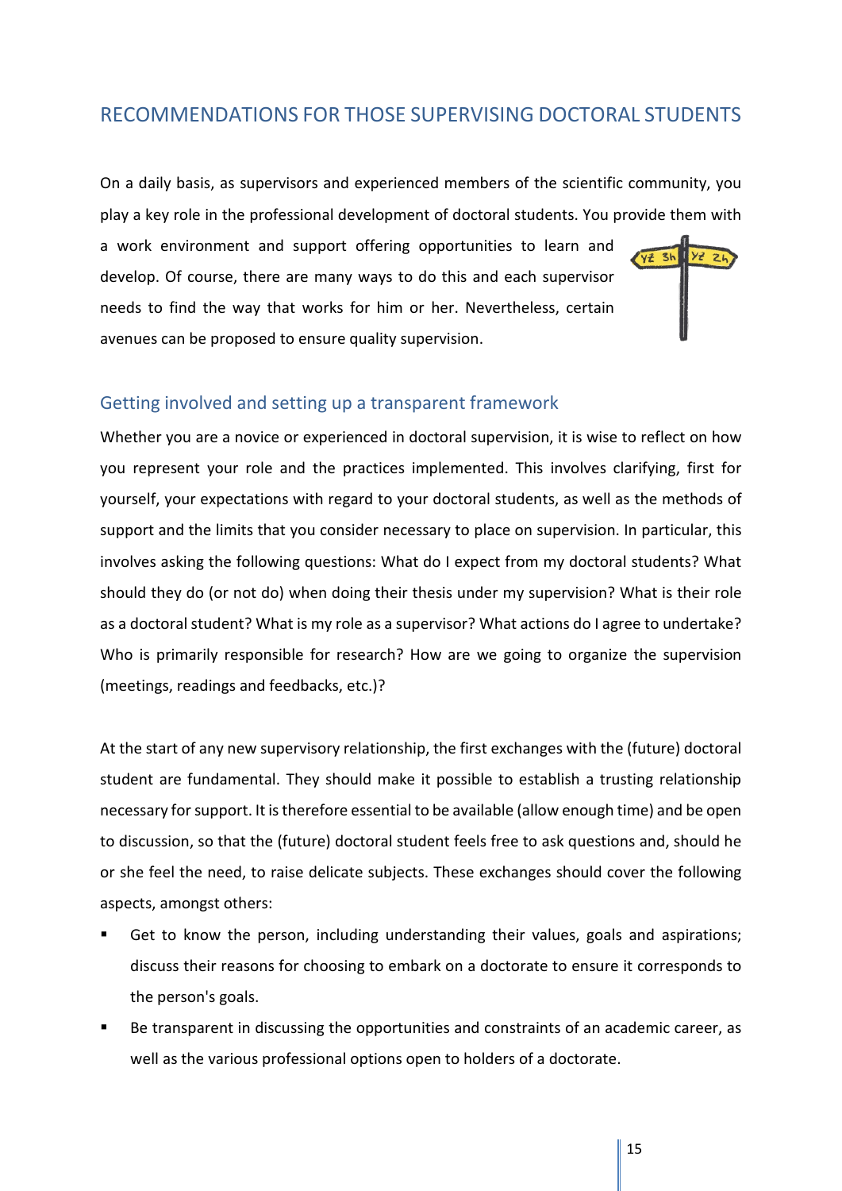## RECOMMENDATIONS FOR THOSE SUPERVISING DOCTORAL STUDENTS

On a daily basis, as supervisors and experienced members of the scientific community, you play a key role in the professional development of doctoral students. You provide them with a work environment and support offering opportunities to learn and develop. Of course, there are many ways to do this and each supervisor needs to find the way that works for him or her. Nevertheless, certain avenues can be proposed to ensure quality supervision.

### Getting involved and setting up a transparent framework

Whether you are a novice or experienced in doctoral supervision, it is wise to reflect on how you represent your role and the practices implemented. This involves clarifying, first for yourself, your expectations with regard to your doctoral students, as well as the methods of support and the limits that you consider necessary to place on supervision. In particular, this involves asking the following questions: What do I expect from my doctoral students? What should they do (or not do) when doing their thesis under my supervision? What is their role as a doctoral student? What is my role as a supervisor? What actions do I agree to undertake? Who is primarily responsible for research? How are we going to organize the supervision (meetings, readings and feedbacks, etc.)?

At the start of any new supervisory relationship, the first exchanges with the (future) doctoral student are fundamental. They should make it possible to establish a trusting relationship necessary for support. It is therefore essential to be available (allow enough time) and be open to discussion, so that the (future) doctoral student feels free to ask questions and, should he or she feel the need, to raise delicate subjects. These exchanges should cover the following aspects, amongst others:

- Get to know the person, including understanding their values, goals and aspirations; discuss their reasons for choosing to embark on a doctorate to ensure it corresponds to the person's goals.
- Be transparent in discussing the opportunities and constraints of an academic career, as well as the various professional options open to holders of a doctorate.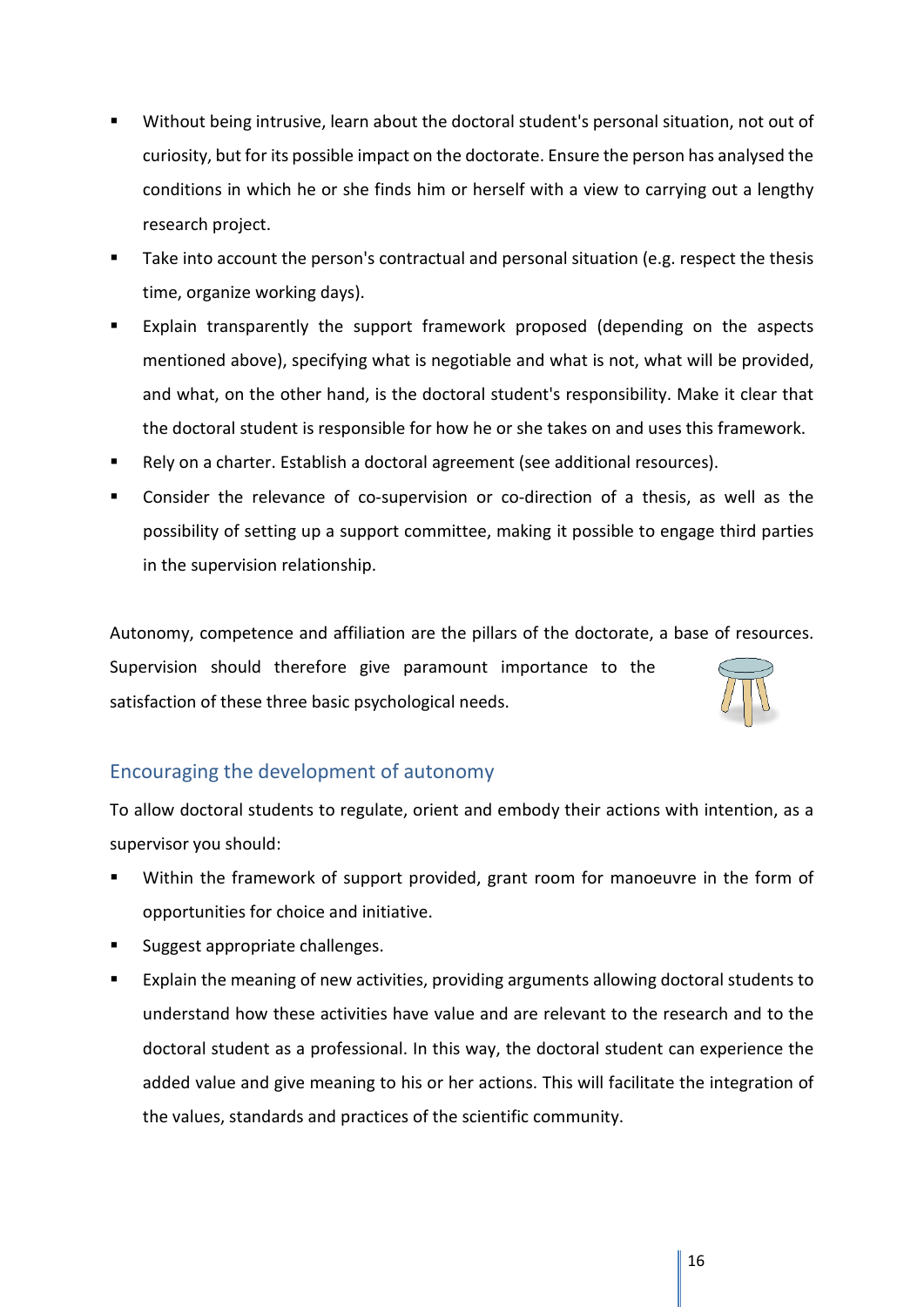- Without being intrusive, learn about the doctoral student's personal situation, not out of curiosity, but for its possible impact on the doctorate. Ensure the person has analysed the conditions in which he or she finds him or herself with a view to carrying out a lengthy research project.
- Take into account the person's contractual and personal situation (e.g. respect the thesis time, organize working days).
- Explain transparently the support framework proposed (depending on the aspects mentioned above), specifying what is negotiable and what is not, what will be provided, and what, on the other hand, is the doctoral student's responsibility. Make it clear that the doctoral student is responsible for how he or she takes on and uses this framework.
- Rely on a charter. Establish a doctoral agreement (see additional resources).
- Consider the relevance of co-supervision or co-direction of a thesis, as well as the possibility of setting up a support committee, making it possible to engage third parties in the supervision relationship.

Autonomy, competence and affiliation are the pillars of the doctorate, a base of resources. Supervision should therefore give paramount importance to the satisfaction of these three basic psychological needs.

## Encouraging the development of autonomy

To allow doctoral students to regulate, orient and embody their actions with intention, as a supervisor you should:

- Within the framework of support provided, grant room for manoeuvre in the form of opportunities for choice and initiative.
- Suggest appropriate challenges.
- Explain the meaning of new activities, providing arguments allowing doctoral students to understand how these activities have value and are relevant to the research and to the doctoral student as a professional. In this way, the doctoral student can experience the added value and give meaning to his or her actions. This will facilitate the integration of the values, standards and practices of the scientific community.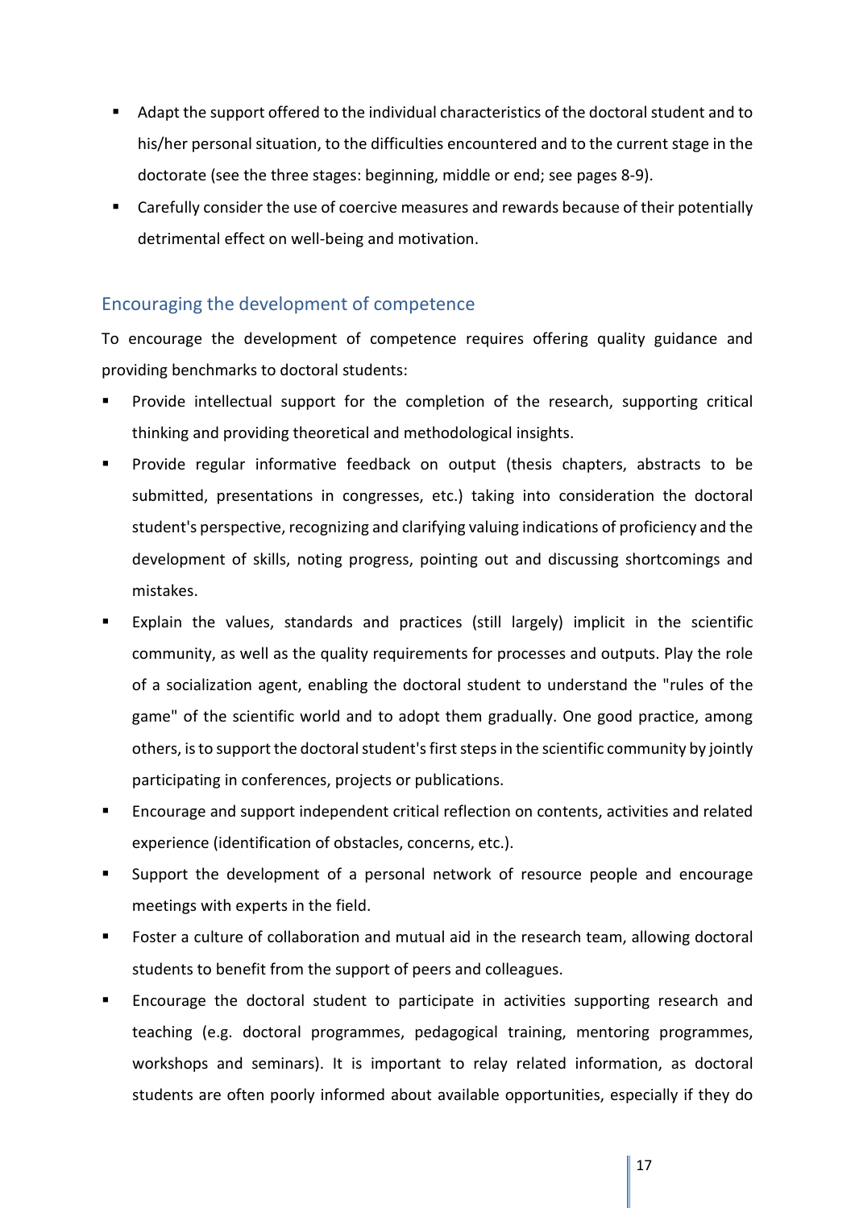- Adapt the support offered to the individual characteristics of the doctoral student and to his/her personal situation, to the difficulties encountered and to the current stage in the doctorate (see the three stages: beginning, middle or end; see pages 8-9).
- Carefully consider the use of coercive measures and rewards because of their potentially detrimental effect on well-being and motivation.

## Encouraging the development of competence

To encourage the development of competence requires offering quality guidance and providing benchmarks to doctoral students:

- Provide intellectual support for the completion of the research, supporting critical thinking and providing theoretical and methodological insights.
- Provide regular informative feedback on output (thesis chapters, abstracts to be submitted, presentations in congresses, etc.) taking into consideration the doctoral student's perspective, recognizing and clarifying valuing indications of proficiency and the development of skills, noting progress, pointing out and discussing shortcomings and mistakes.
- Explain the values, standards and practices (still largely) implicit in the scientific community, as well as the quality requirements for processes and outputs. Play the role of a socialization agent, enabling the doctoral student to understand the "rules of the game" of the scientific world and to adopt them gradually. One good practice, among others, is to support the doctoral student's first steps in the scientific community by jointly participating in conferences, projects or publications.
- Encourage and support independent critical reflection on contents, activities and related experience (identification of obstacles, concerns, etc.).
- Support the development of a personal network of resource people and encourage meetings with experts in the field.
- Foster a culture of collaboration and mutual aid in the research team, allowing doctoral students to benefit from the support of peers and colleagues.
- Encourage the doctoral student to participate in activities supporting research and teaching (e.g. doctoral programmes, pedagogical training, mentoring programmes, workshops and seminars). It is important to relay related information, as doctoral students are often poorly informed about available opportunities, especially if they do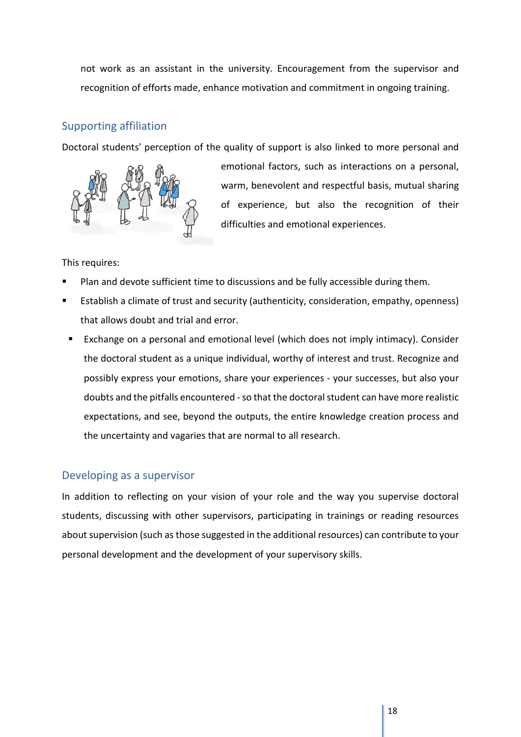not work as an assistant in the university. Encouragement from the supervisor and recognition of efforts made, enhance motivation and commitment in ongoing training.

## Supporting affiliation

Doctoral students' perception of the quality of support is also linked to more personal and emotional factors, such as interactions on a personal, warm, benevolent and respectful basis, mutual sharing of experience, but also the recognition of their difficulties and emotional experiences.

This requires:

- Plan and devote sufficient time to discussions and be fully accessible during them.
- Establish a climate of trust and security (authenticity, consideration, empathy, openness) that allows doubt and trial and error.
- Exchange on a personal and emotional level (which does not imply intimacy). Consider the doctoral student as a unique individual, worthy of interest and trust. Recognize and possibly express your emotions, share your experiences - your successes, but also your doubts and the pitfalls encountered - so that the doctoral student can have more realistic expectations, and see, beyond the outputs, the entire knowledge creation process and the uncertainty and vagaries that are normal to all research.

## Developing as a supervisor

In addition to reflecting on your vision of your role and the way you supervise doctoral students, discussing with other supervisors, participating in trainings or reading resources about supervision (such as those suggested in the additional resources) can contribute to your personal development and the development of your supervisory skills.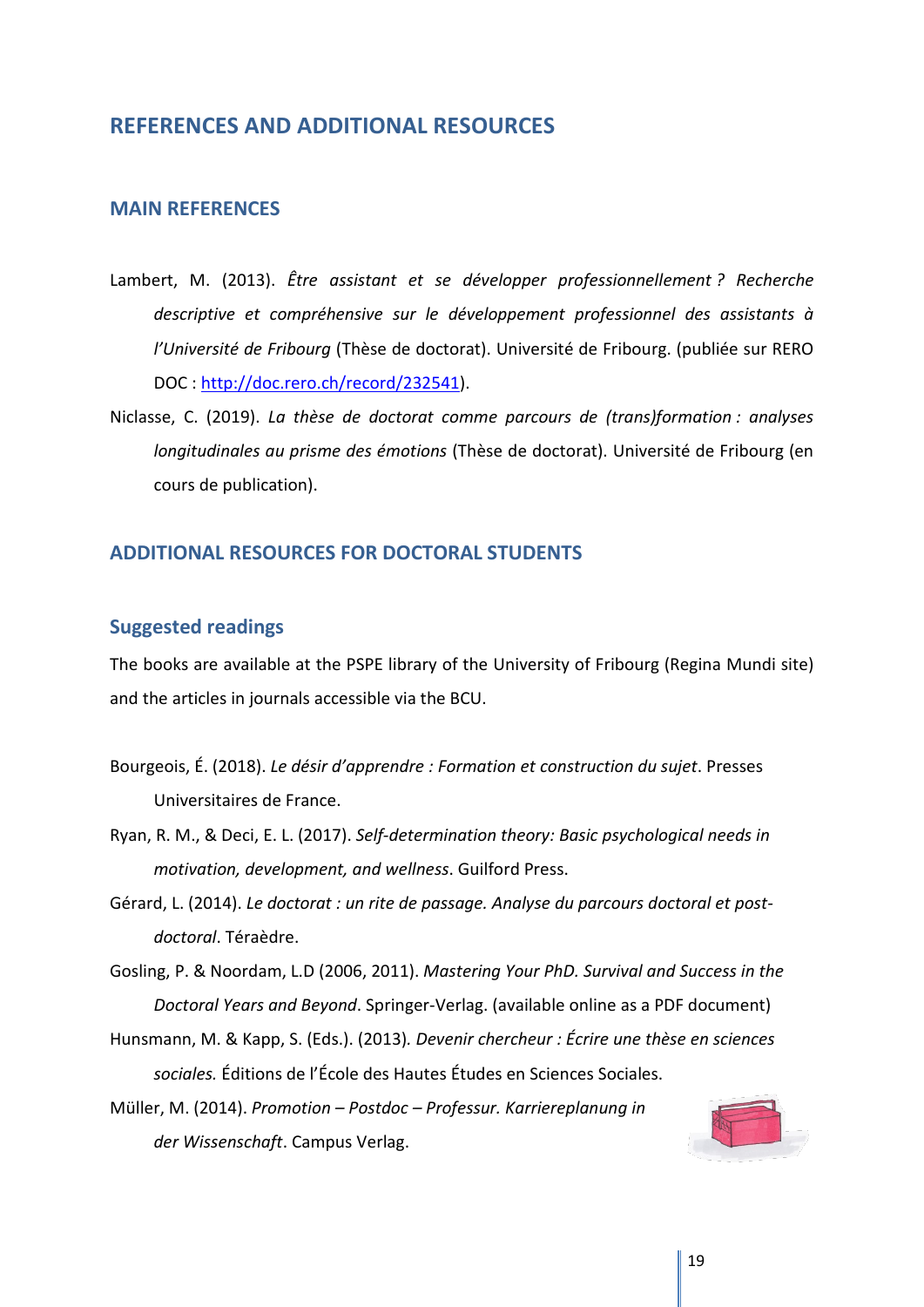# REFERENCES AND ADDITIONAL RESOURCES

## MAIN REFERENCES

Lambert, M. (2013). *Être assistant et se développer professionnellement ? Recherche descriptive et compréhensive sur le développement professionnel des assistants à l'Université de Fribourg* (Thèse de doctorat). Université de Fribourg. (publiée sur RERO DOC : http://doc.rero.ch/record/232541).

Niclasse, C. (2019). *La thèse de doctorat comme parcours de (trans)formation : analyses longitudinales au prisme des émotions* (Thèse de doctorat). Université de Fribourg (en cours de publication).

## ADDITIONAL RESOURCES FOR DOCTORAL STUDENTS

### Suggested readings

The books are available at the PSPE library of the University of Fribourg (Regina Mundi site) and the articles in journals accessible via the BCU.

Bourgeois, É. (2018). *Le désir d'apprendre : Formation et construction du sujet*. Presses Universitaires de France.

Ryan, R. M., & Deci, E. L. (2017). *Self-determination theory: Basic psychological needs in motivation, development, and wellness*. Guilford Press.

Gérard, L. (2014). *Le doctorat : un rite de passage. Analyse du parcours doctoral et post-doctoral*. Téraèdre.

Gosling, P. & Noordam, L.D (2006, 2011). *Mastering Your PhD. Survival and Success in the Doctoral Years and Beyond*. Springer-Verlag. (available online as a PDF document)

Hunsmann, M. & Kapp, S. (Eds.). (2013). *Devenir chercheur : Écrire une thèse en sciences sociales.* Éditions de l'École des Hautes Études en Sciences Sociales.

Müller, M. (2014). *Promotion – Postdoc – Professur. Karriereplanung in der Wissenschaft*. Campus Verlag.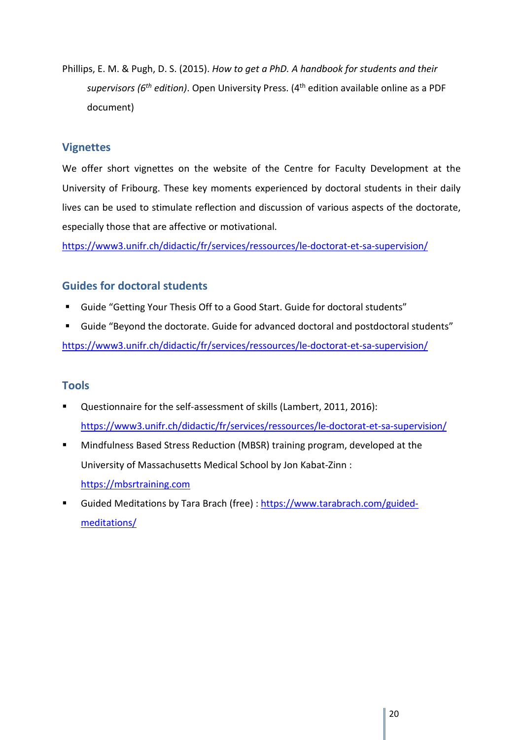Phillips, E. M. & Pugh, D. S. (2015). *How to get a PhD. A handbook for students and their supervisors (6th edition)*. Open University Press. (4th edition available online as a PDF document)

## Vignettes

We offer short vignettes on the website of the Centre for Faculty Development at the University of Fribourg. These key moments experienced by doctoral students in their daily lives can be used to stimulate reflection and discussion of various aspects of the doctorate, especially those that are affective or motivational.

https://www3.unifr.ch/didactic/fr/services/ressources/le-doctorat-et-sa-supervision/

## Guides for doctoral students

- Guide "Getting Your Thesis Off to a Good Start. Guide for doctoral students"
- Guide "Beyond the doctorate. Guide for advanced doctoral and postdoctoral students"

https://www3.unifr.ch/didactic/fr/services/ressources/le-doctorat-et-sa-supervision/

## Tools

- Questionnaire for the self-assessment of skills (Lambert, 2011, 2016): https://www3.unifr.ch/didactic/fr/services/ressources/le-doctorat-et-sa-supervision/
- Mindfulness Based Stress Reduction (MBSR) training program, developed at the University of Massachusetts Medical School by Jon Kabat-Zinn : https://mbsrtraining.com
- Guided Meditations by Tara Brach (free) : https://www.tarabrach.com/guided-meditations/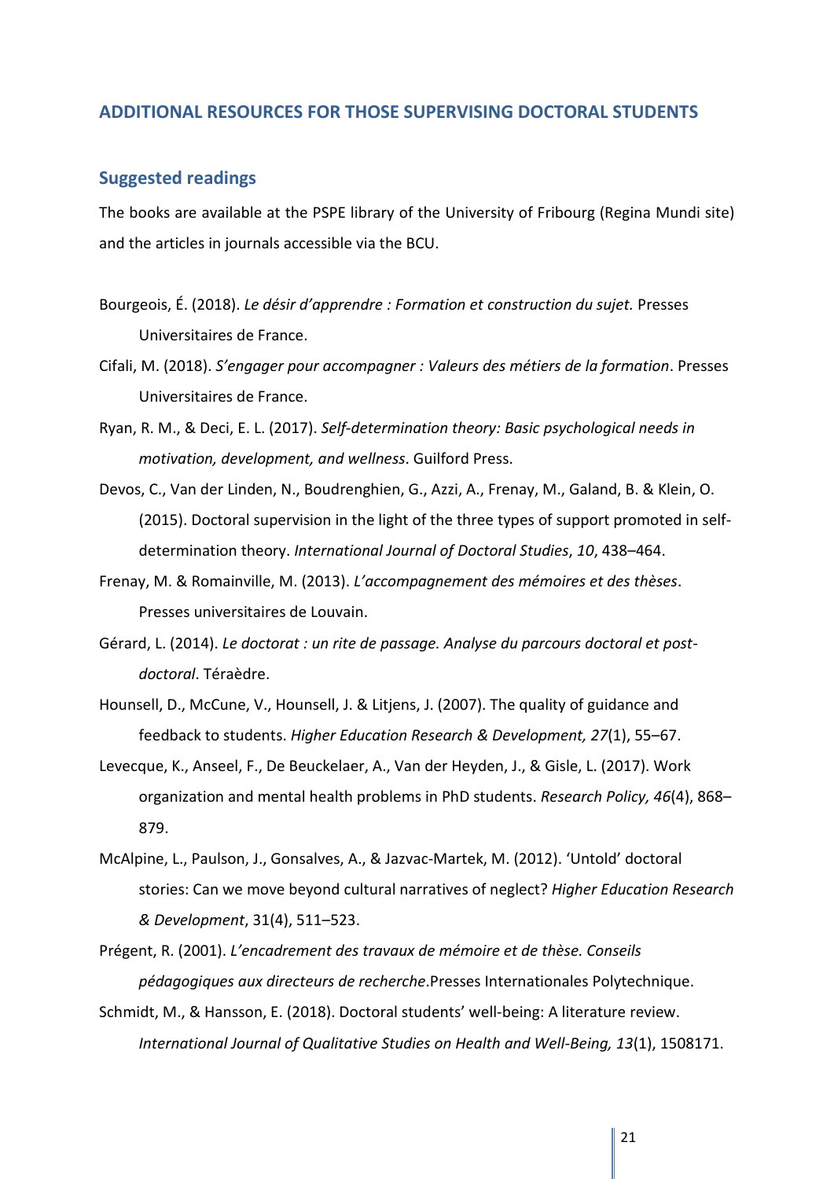## ADDITIONAL RESOURCES FOR THOSE SUPERVISING DOCTORAL STUDENTS

### Suggested readings

The books are available at the PSPE library of the University of Fribourg (Regina Mundi site) and the articles in journals accessible via the BCU.

Bourgeois, É. (2018). *Le désir d'apprendre : Formation et construction du sujet.* Presses Universitaires de France.

Cifali, M. (2018). *S'engager pour accompagner : Valeurs des métiers de la formation*. Presses Universitaires de France.

Ryan, R. M., & Deci, E. L. (2017). *Self-determination theory: Basic psychological needs in motivation, development, and wellness*. Guilford Press.

Devos, C., Van der Linden, N., Boudrenghien, G., Azzi, A., Frenay, M., Galand, B. & Klein, O. (2015). Doctoral supervision in the light of the three types of support promoted in self-determination theory. *International Journal of Doctoral Studies*, *10*, 438–464.

Frenay, M. & Romainville, M. (2013). *L'accompagnement des mémoires et des thèses*. Presses universitaires de Louvain.

Gérard, L. (2014). *Le doctorat : un rite de passage. Analyse du parcours doctoral et post-doctoral*. Téraèdre.

Hounsell, D., McCune, V., Hounsell, J. & Litjens, J. (2007). The quality of guidance and feedback to students. *Higher Education Research & Development, 27*(1), 55–67.

Levecque, K., Anseel, F., De Beuckelaer, A., Van der Heyden, J., & Gisle, L. (2017). Work organization and mental health problems in PhD students. *Research Policy, 46*(4), 868–879.

McAlpine, L., Paulson, J., Gonsalves, A., & Jazvac-Martek, M. (2012). 'Untold' doctoral stories: Can we move beyond cultural narratives of neglect? *Higher Education Research & Development*, 31(4), 511–523.

Prégent, R. (2001). *L'encadrement des travaux de mémoire et de thèse. Conseils pédagogiques aux directeurs de recherche*.Presses Internationales Polytechnique.

Schmidt, M., & Hansson, E. (2018). Doctoral students' well-being: A literature review. *International Journal of Qualitative Studies on Health and Well-Being, 13*(1), 1508171.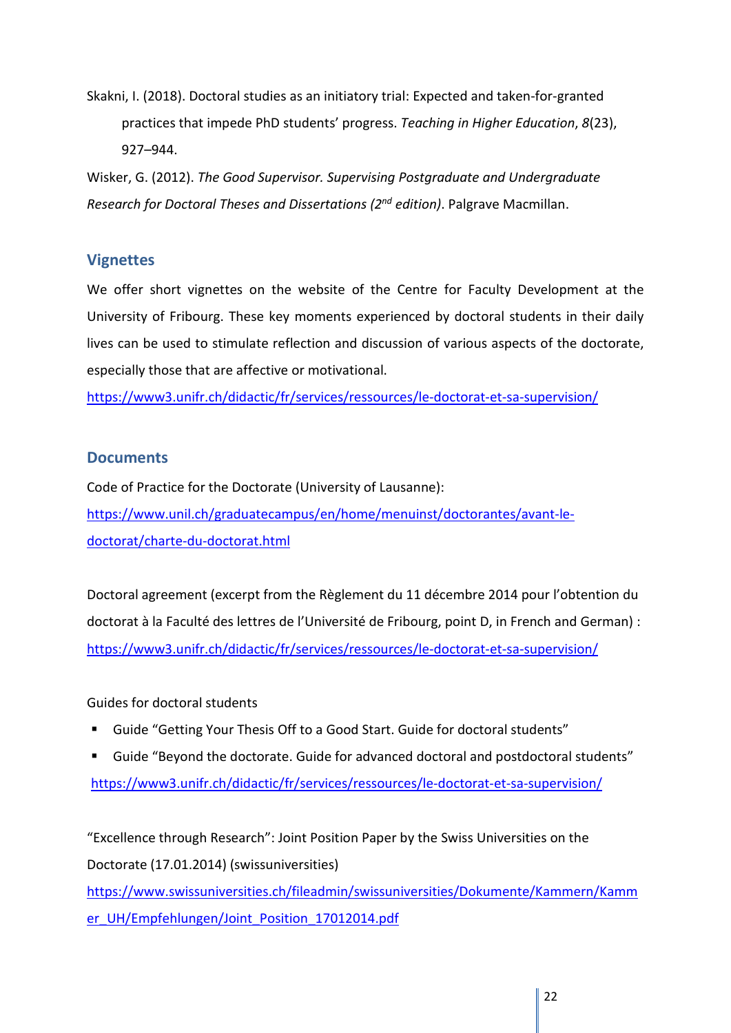Skakni, I. (2018). Doctoral studies as an initiatory trial: Expected and taken-for-granted practices that impede PhD students' progress. *Teaching in Higher Education*, *8*(23), 927–944.

Wisker, G. (2012). *The Good Supervisor. Supervising Postgraduate and Undergraduate Research for Doctoral Theses and Dissertations (2nd edition)*. Palgrave Macmillan.

## Vignettes

We offer short vignettes on the website of the Centre for Faculty Development at the University of Fribourg. These key moments experienced by doctoral students in their daily lives can be used to stimulate reflection and discussion of various aspects of the doctorate, especially those that are affective or motivational.

https://www3.unifr.ch/didactic/fr/services/ressources/le-doctorat-et-sa-supervision/

## Documents

Code of Practice for the Doctorate (University of Lausanne):
https://www.unil.ch/graduatecampus/en/home/menuinst/doctorantes/avant-le-doctorat/charte-du-doctorat.html

Doctoral agreement (excerpt from the Règlement du 11 décembre 2014 pour l'obtention du doctorat à la Faculté des lettres de l'Université de Fribourg, point D, in French and German) :
https://www3.unifr.ch/didactic/fr/services/ressources/le-doctorat-et-sa-supervision/

Guides for doctoral students

- Guide "Getting Your Thesis Off to a Good Start. Guide for doctoral students"
- Guide "Beyond the doctorate. Guide for advanced doctoral and postdoctoral students"

https://www3.unifr.ch/didactic/fr/services/ressources/le-doctorat-et-sa-supervision/

"Excellence through Research": Joint Position Paper by the Swiss Universities on the Doctorate (17.01.2014) (swissuniversities)
https://www.swissuniversities.ch/fileadmin/swissuniversities/Dokumente/Kammern/Kammer_UH/Empfehlungen/Joint_Position_17012014.pdf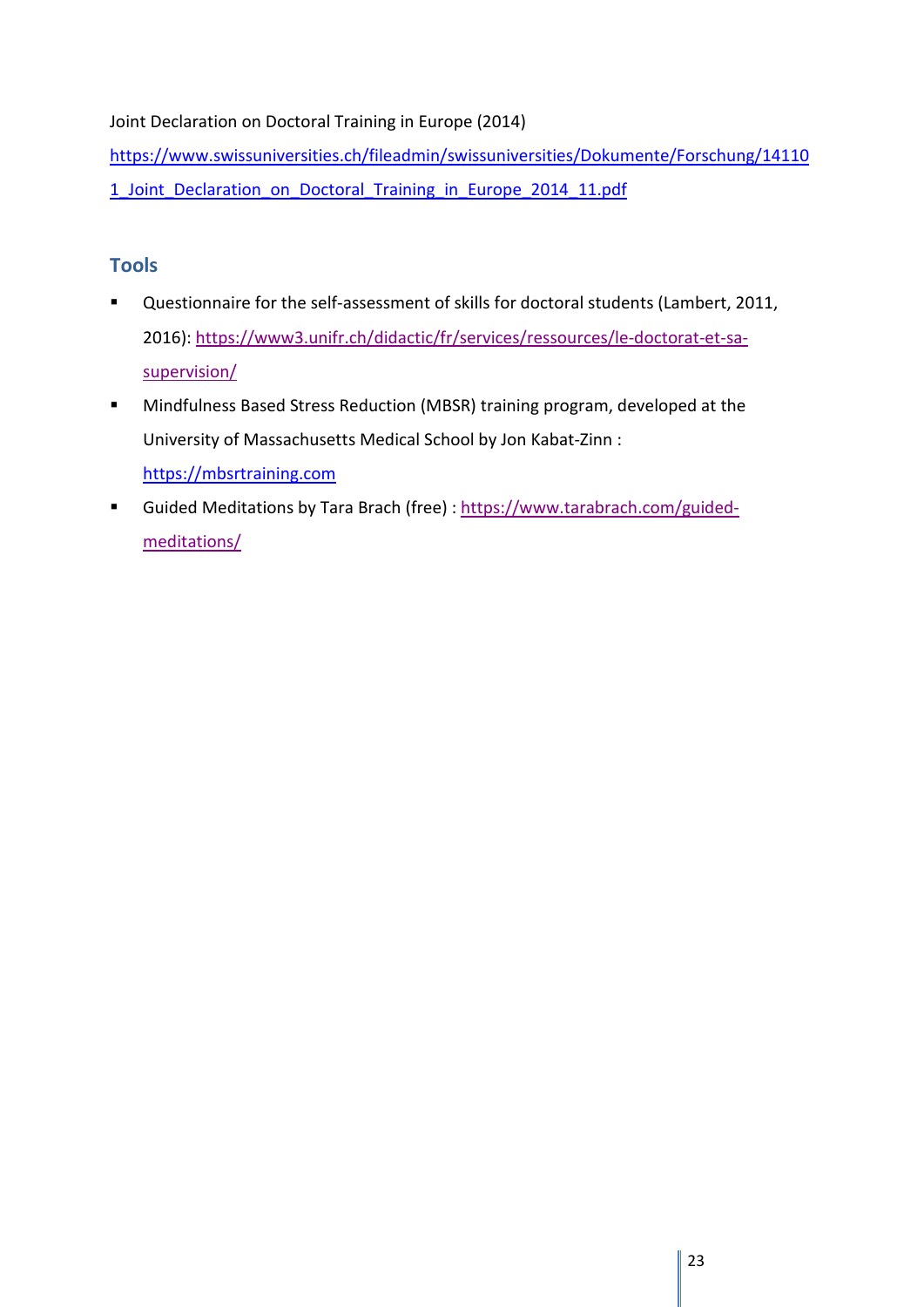Joint Declaration on Doctoral Training in Europe (2014)

https://www.swissuniversities.ch/fileadmin/swissuniversities/Dokumente/Forschung/141101_Joint_Declaration_on_Doctoral_Training_in_Europe_2014_11.pdf

## Tools

- Questionnaire for the self-assessment of skills for doctoral students (Lambert, 2011, 2016): https://www3.unifr.ch/didactic/fr/services/ressources/le-doctorat-et-sa-supervision/
- Mindfulness Based Stress Reduction (MBSR) training program, developed at the University of Massachusetts Medical School by Jon Kabat-Zinn : https://mbsrtraining.com
- Guided Meditations by Tara Brach (free) : https://www.tarabrach.com/guided-meditations/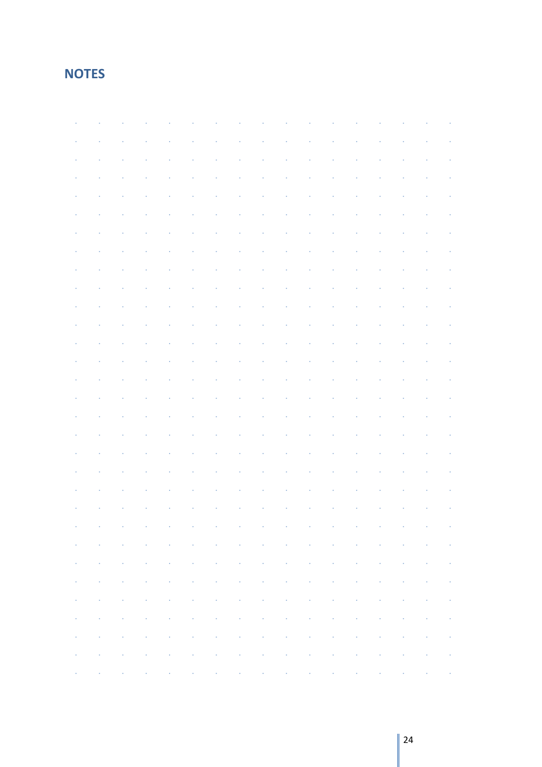## NOTES